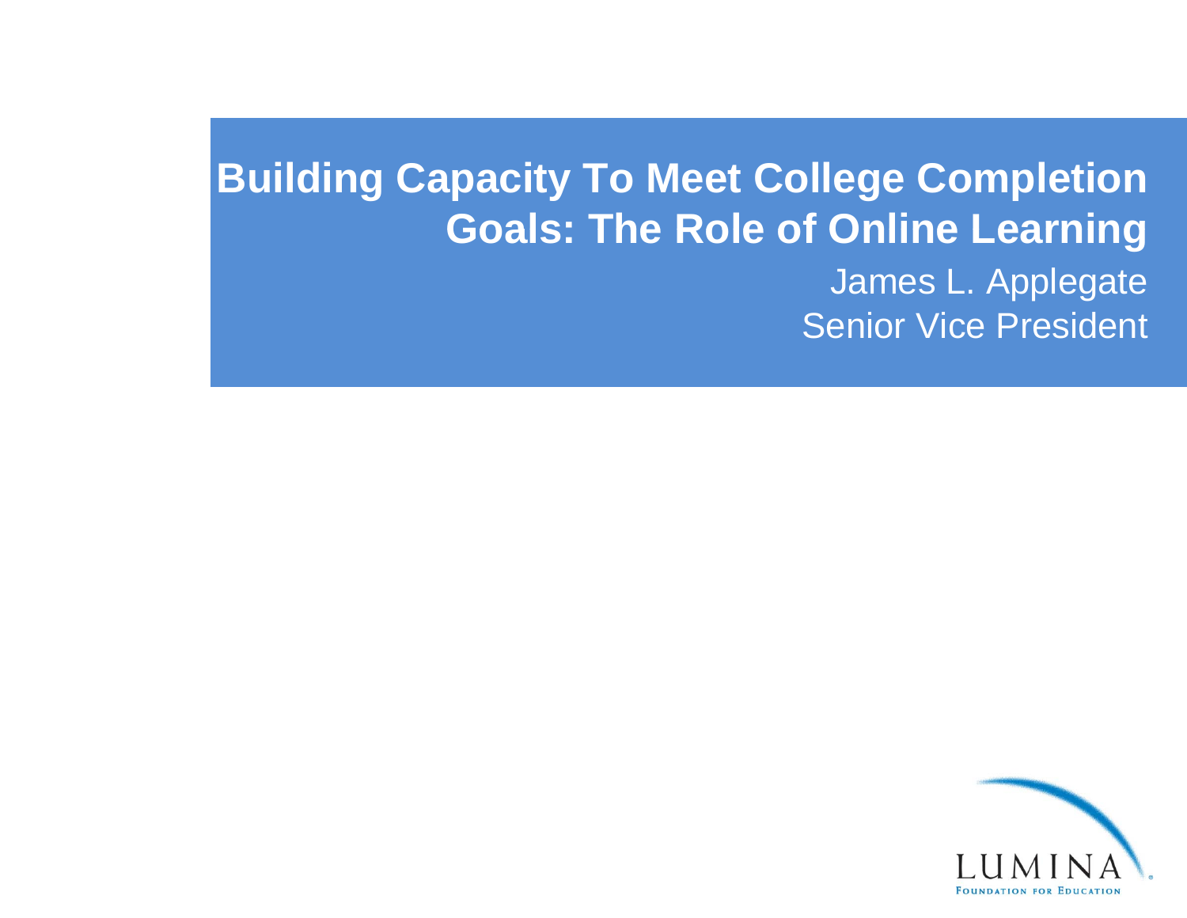# Building Capacity To Meet College Completion Goals: The Role of Online Learning

James L. Applegate

Senior Vice President

LUMINA

FOUNDATION FOR EDUCATION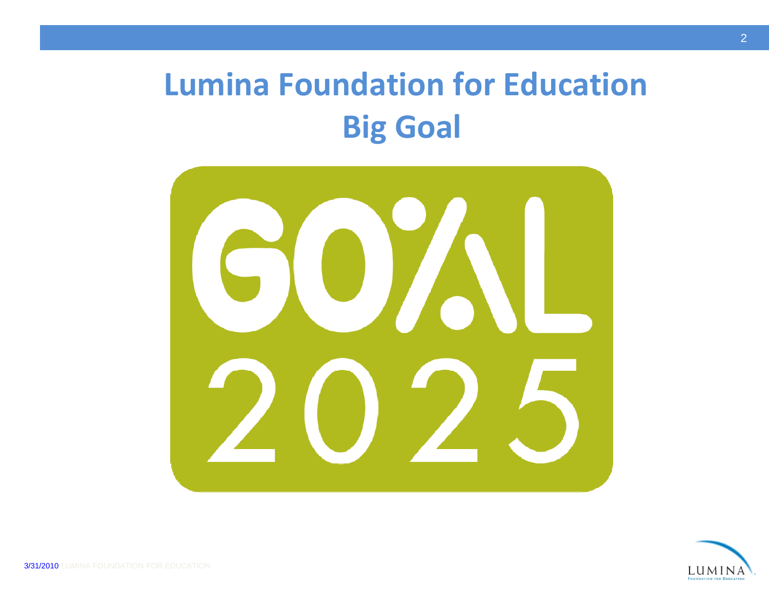# Lumina Foundation for Education
## Big Goal

GOAL 2025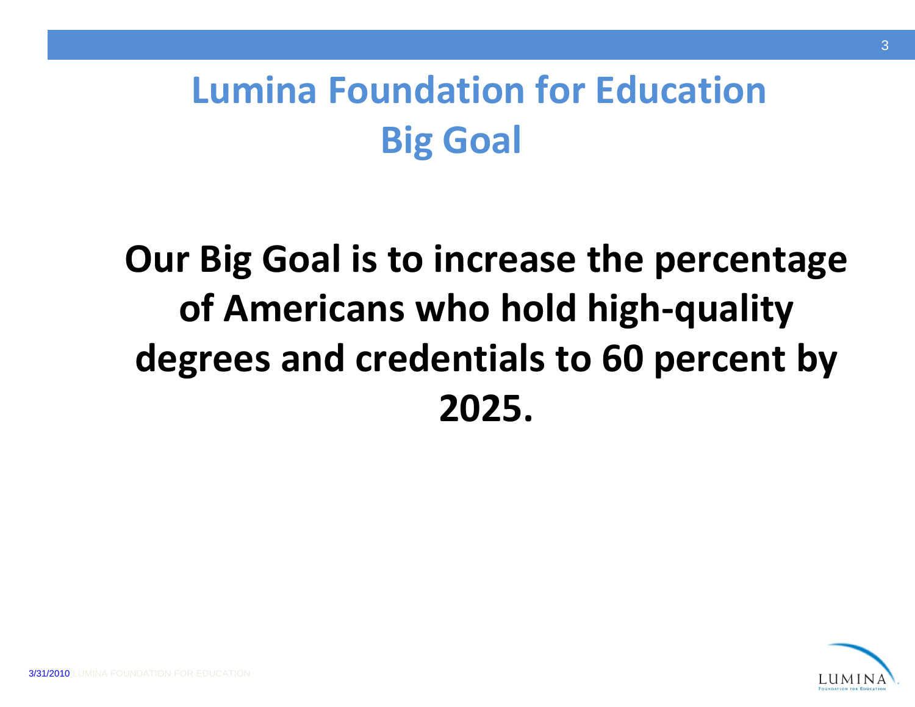# Lumina Foundation for Education Big Goal

**Our Big Goal is to increase the percentage of Americans who hold high-quality degrees and credentials to 60 percent by 2025.**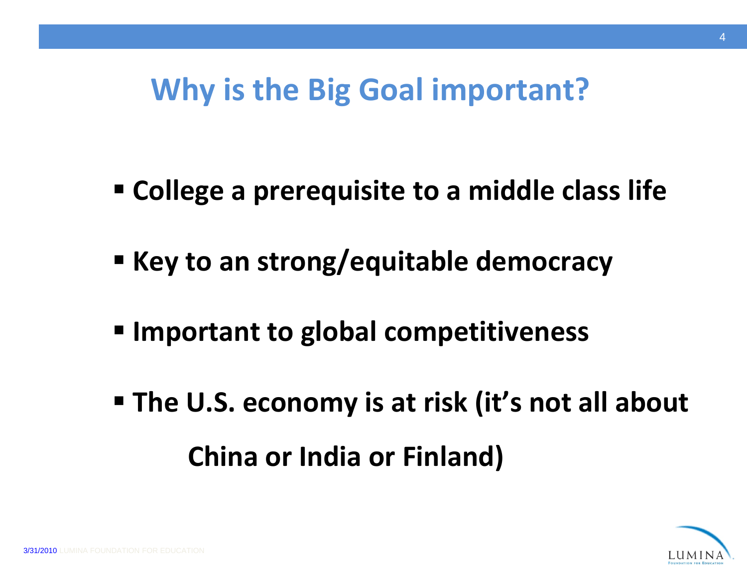# Why is the Big Goal important?

- **College a prerequisite to a middle class life**
- **Key to an strong/equitable democracy**
- **Important to global competitiveness**
- **The U.S. economy is at risk (it's not all about China or India or Finland)**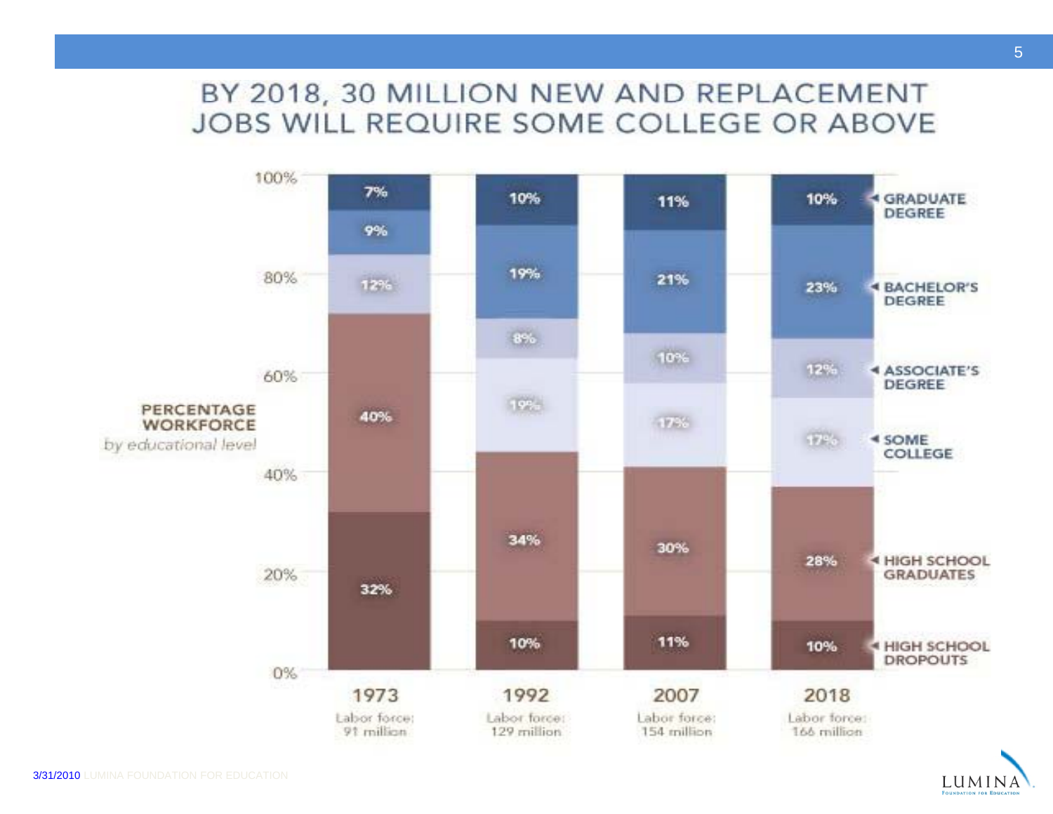# BY 2018, 30 MILLION NEW AND REPLACEMENT JOBS WILL REQUIRE SOME COLLEGE OR ABOVE

PERCENTAGE WORKFORCE *by educational level*

| Educational level | 1973 | 1992 | 2007 | 2018 |
|---|---|---|---|---|
| Graduate Degree | 7% | 10% | 11% | 10% |
| Bachelor's Degree | 9% | 19% | 21% | 23% |
| Associate's Degree | 12% | 8% | 10% | 12% |
| Some College | | 19% | 17% | 17% |
| High School Graduates | 40% | 34% | 30% | 28% |
| High School Dropouts | 32% | 10% | 11% | 10% |
| Labor force | 91 million | 129 million | 154 million | 166 million |

3/31/2010 LUMINA FOUNDATION FOR EDUCATION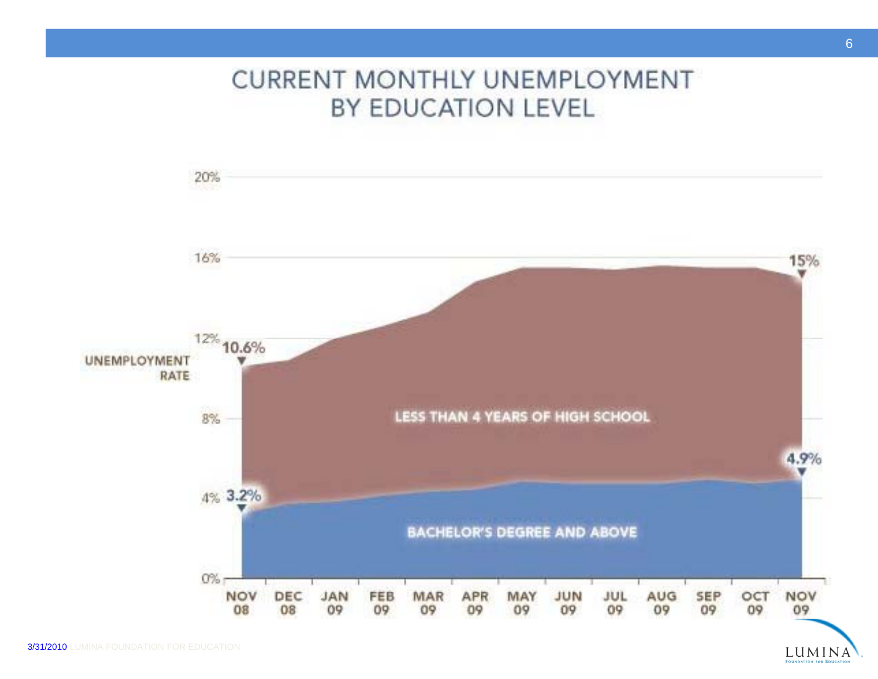# CURRENT MONTHLY UNEMPLOYMENT BY EDUCATION LEVEL

UNEMPLOYMENT RATE

20%

16%

12%

8%

4%

0%

10.6%

15%

3.2%

4.9%

LESS THAN 4 YEARS OF HIGH SCHOOL

BACHELOR'S DEGREE AND ABOVE

NOV 08 | DEC 08 | JAN 09 | FEB 09 | MAR 09 | APR 09 | MAY 09 | JUN 09 | JUL 09 | AUG 09 | SEP 09 | OCT 09 | NOV 09

3/31/2010 LUMINA FOUNDATION FOR EDUCATION

LUMINA Foundation for Education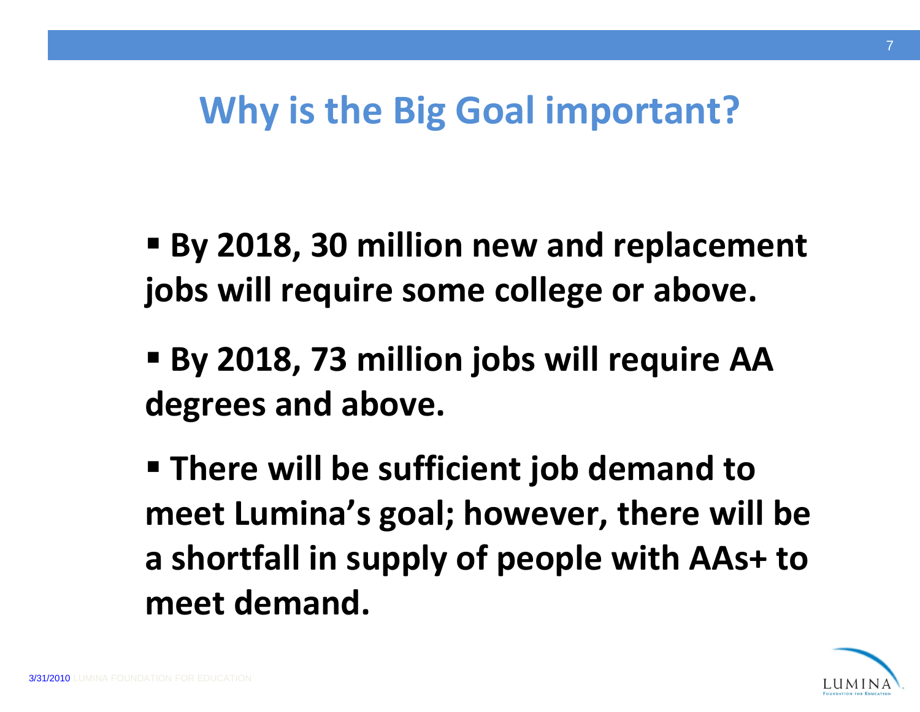# Why is the Big Goal important?

- **By 2018, 30 million new and replacement jobs will require some college or above.**
- **By 2018, 73 million jobs will require AA degrees and above.**
- **There will be sufficient job demand to meet Lumina's goal; however, there will be a shortfall in supply of people with AAs+ to meet demand.**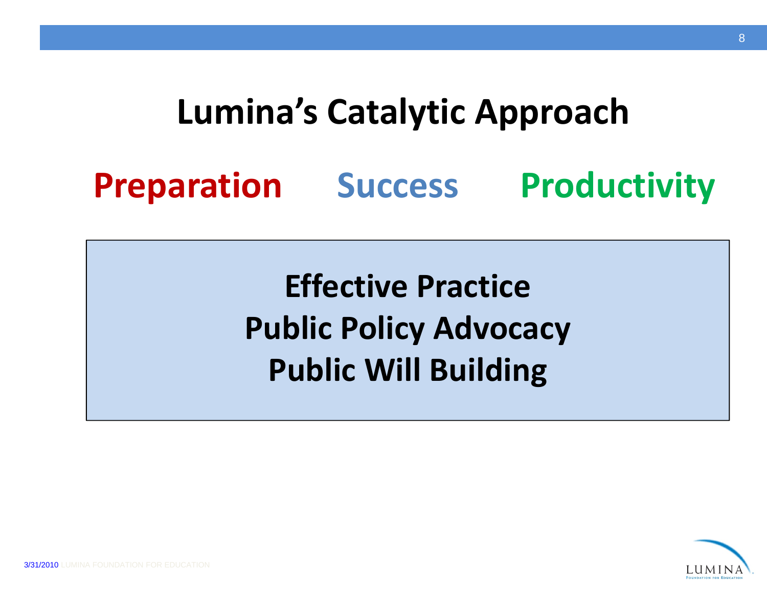# Lumina's Catalytic Approach

**Preparation** **Success** **Productivity**

**Effective Practice**
**Public Policy Advocacy**
**Public Will Building**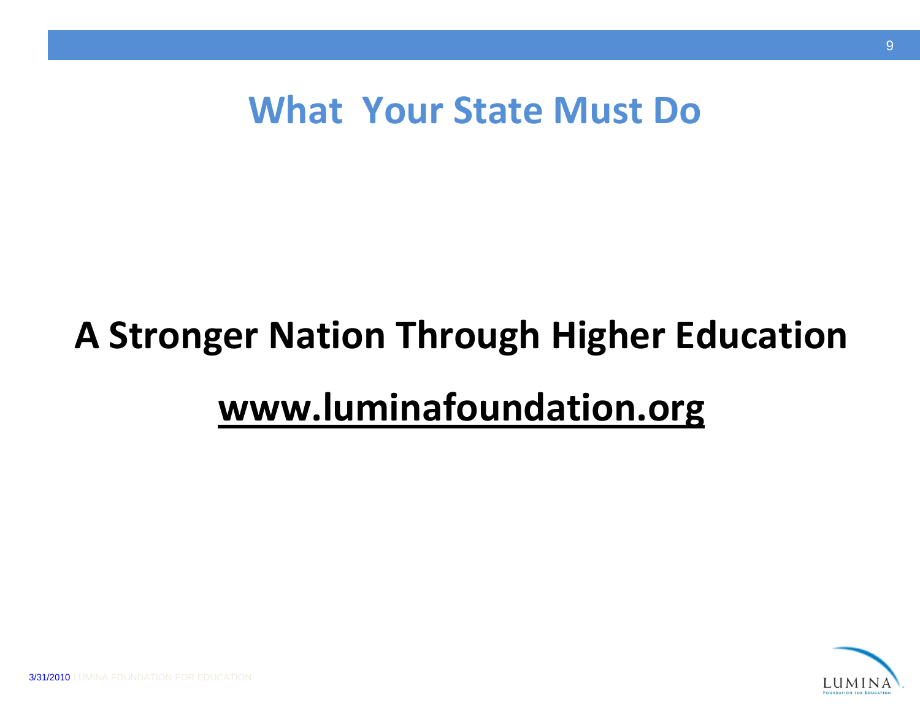# What Your State Must Do

**A Stronger Nation Through Higher Education**

**www.luminafoundation.org**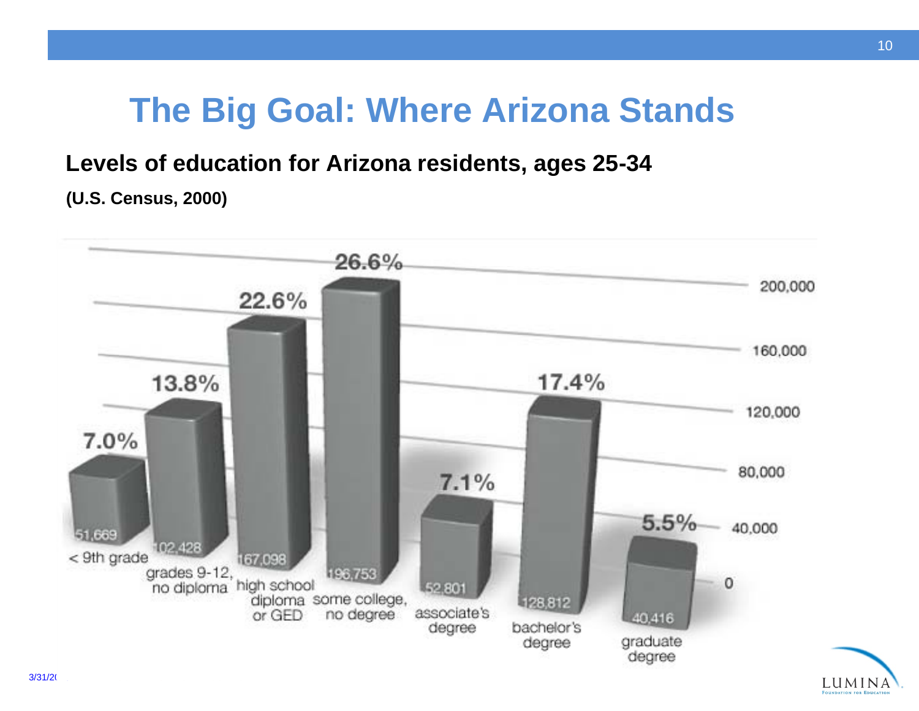# The Big Goal: Where Arizona Stands

**Levels of education for Arizona residents, ages 25-34**

**(U.S. Census, 2000)**

| Level of education | Number | Percent |
|---|---|---|
| < 9th grade | 51,669 | 7.0% |
| grades 9-12, no diploma | 102,428 | 13.8% |
| high school diploma or GED | 167,098 | 22.6% |
| some college, no degree | 196,753 | 26.6% |
| associate's degree | 52,801 | 7.1% |
| bachelor's degree | 128,812 | 17.4% |
| graduate degree | 40,416 | 5.5% |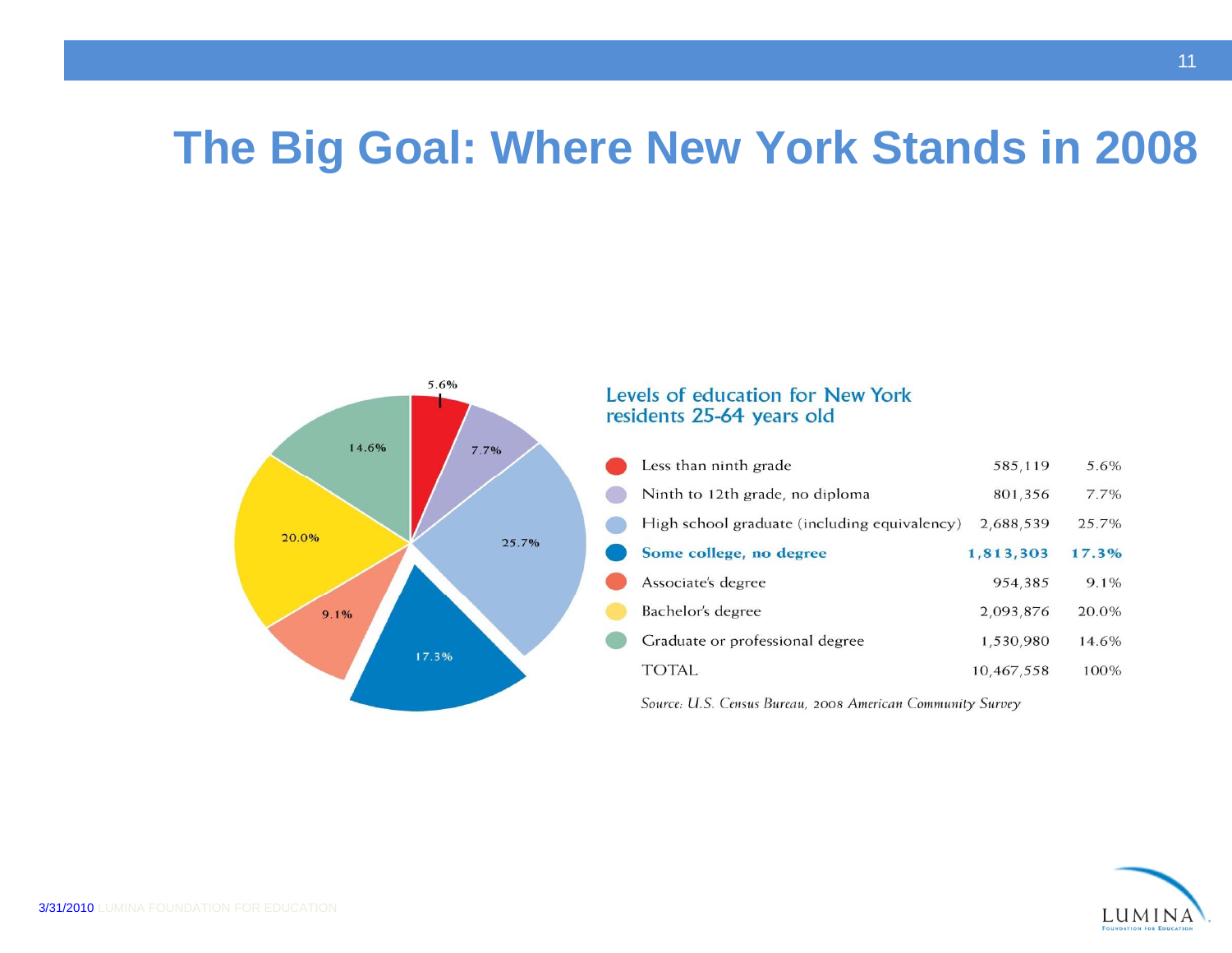# The Big Goal: Where New York Stands in 2008

## Levels of education for New York residents 25-64 years old

| Level of education | Number | Percent |
|---|---|---|
| Less than ninth grade | 585,119 | 5.6% |
| Ninth to 12th grade, no diploma | 801,356 | 7.7% |
| High school graduate (including equivalency) | 2,688,539 | 25.7% |
| **Some college, no degree** | **1,813,303** | **17.3%** |
| Associate's degree | 954,385 | 9.1% |
| Bachelor's degree | 2,093,876 | 20.0% |
| Graduate or professional degree | 1,530,980 | 14.6% |
| TOTAL | 10,467,558 | 100% |

*Source: U.S. Census Bureau, 2008 American Community Survey*

3/31/2010 LUMINA FOUNDATION FOR EDUCATION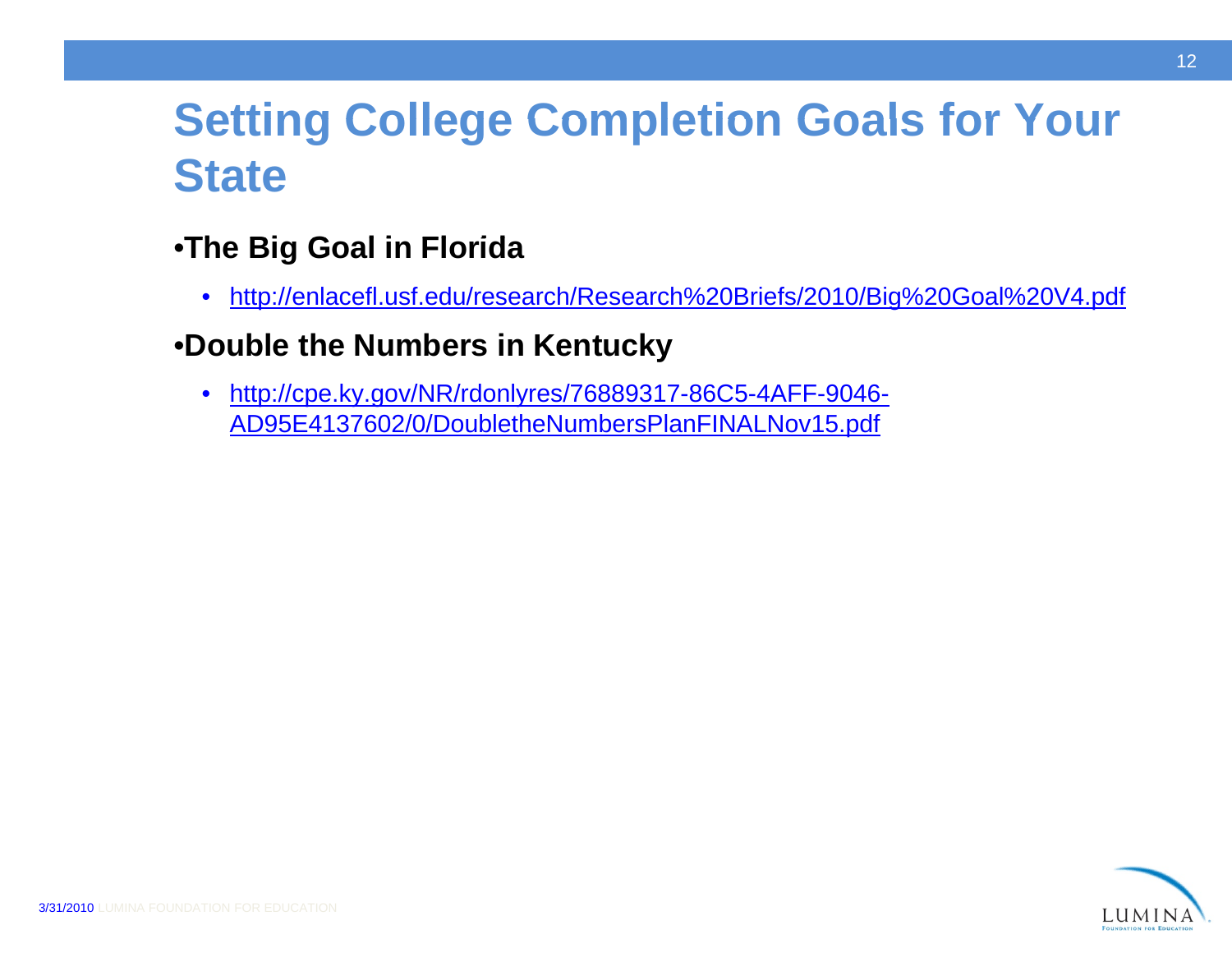# Setting College Completion Goals for Your State

- **The Big Goal in Florida**
  - http://enlacefl.usf.edu/research/Research%20Briefs/2010/Big%20Goal%20V4.pdf
- **Double the Numbers in Kentucky**
  - http://cpe.ky.gov/NR/rdonlyres/76889317-86C5-4AFF-9046-AD95E4137602/0/DoubletheNumbersPlanFINALNov15.pdf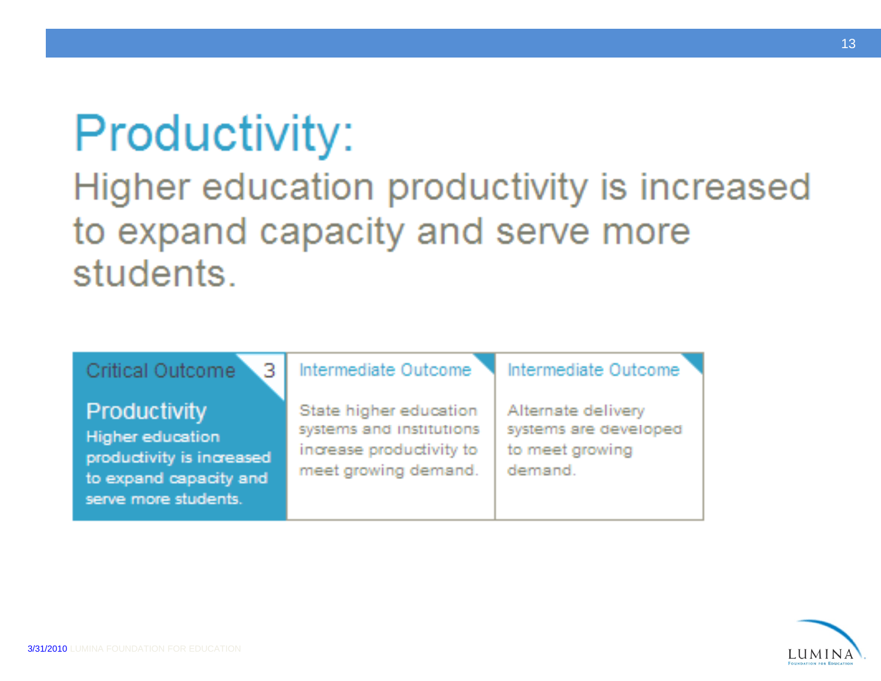# Productivity:

Higher education productivity is increased to expand capacity and serve more students.

| Critical Outcome 3 | Intermediate Outcome | Intermediate Outcome |
|---|---|---|
| **Productivity** Higher education productivity is increased to expand capacity and serve more students. | State higher education systems and institutions increase productivity to meet growing demand. | Alternate delivery systems are developed to meet growing demand. |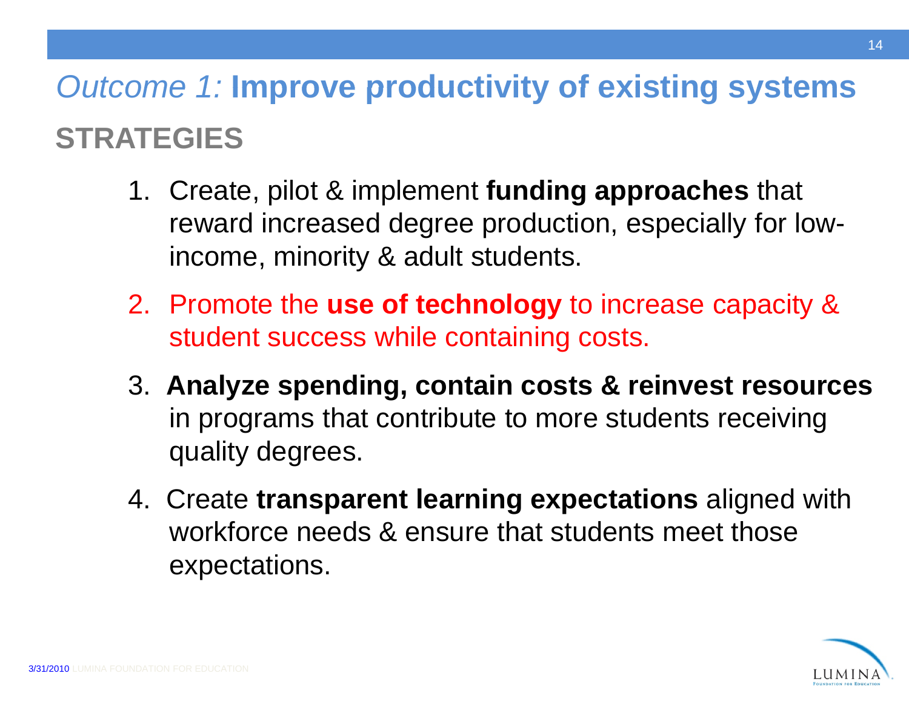# *Outcome 1:* Improve productivity of existing systems

## STRATEGIES

1. Create, pilot & implement **funding approaches** that reward increased degree production, especially for low-income, minority & adult students.
2. Promote the **use of technology** to increase capacity & student success while containing costs.
3. **Analyze spending, contain costs & reinvest resources** in programs that contribute to more students receiving quality degrees.
4. Create **transparent learning expectations** aligned with workforce needs & ensure that students meet those expectations.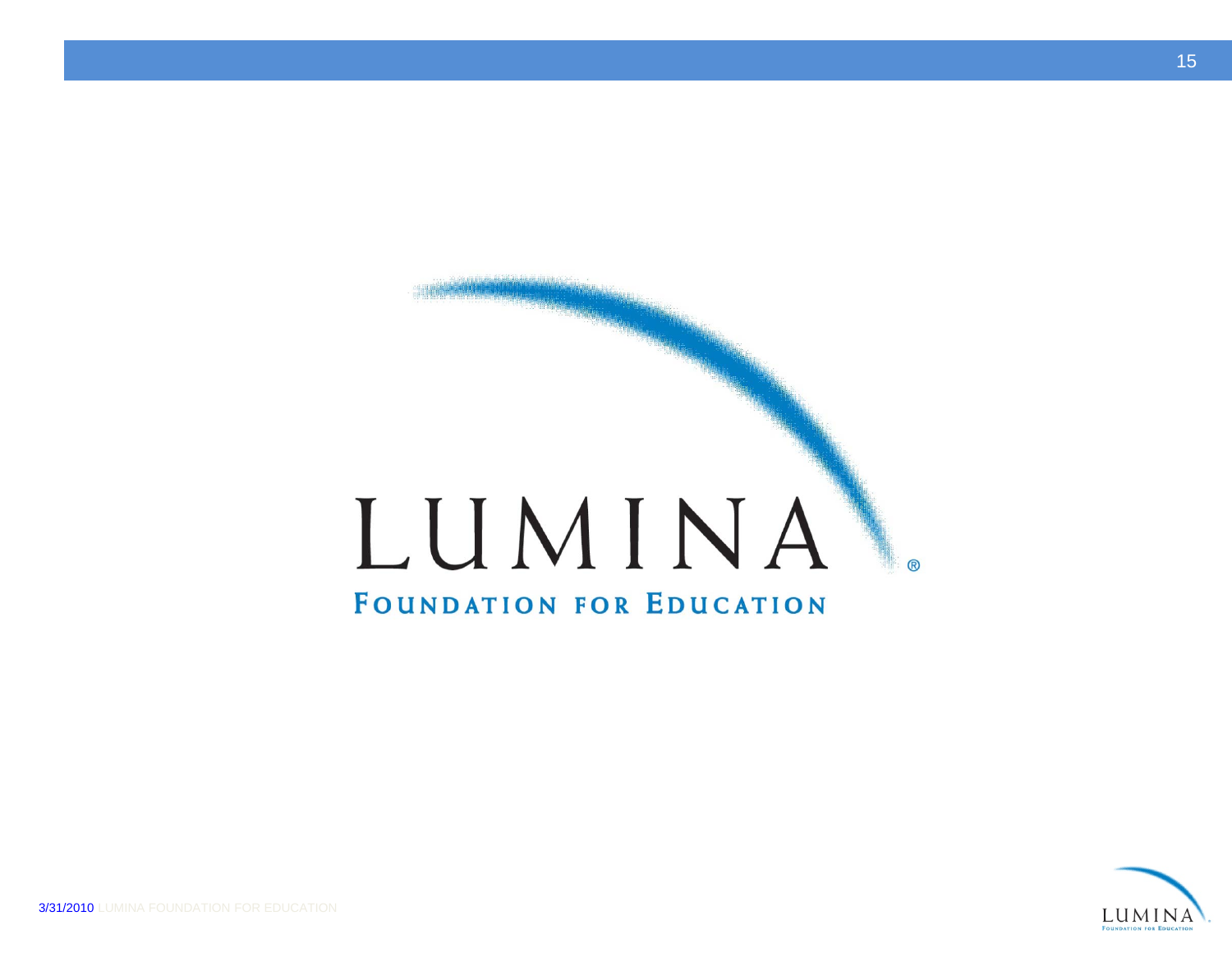LUMINA®

FOUNDATION FOR EDUCATION